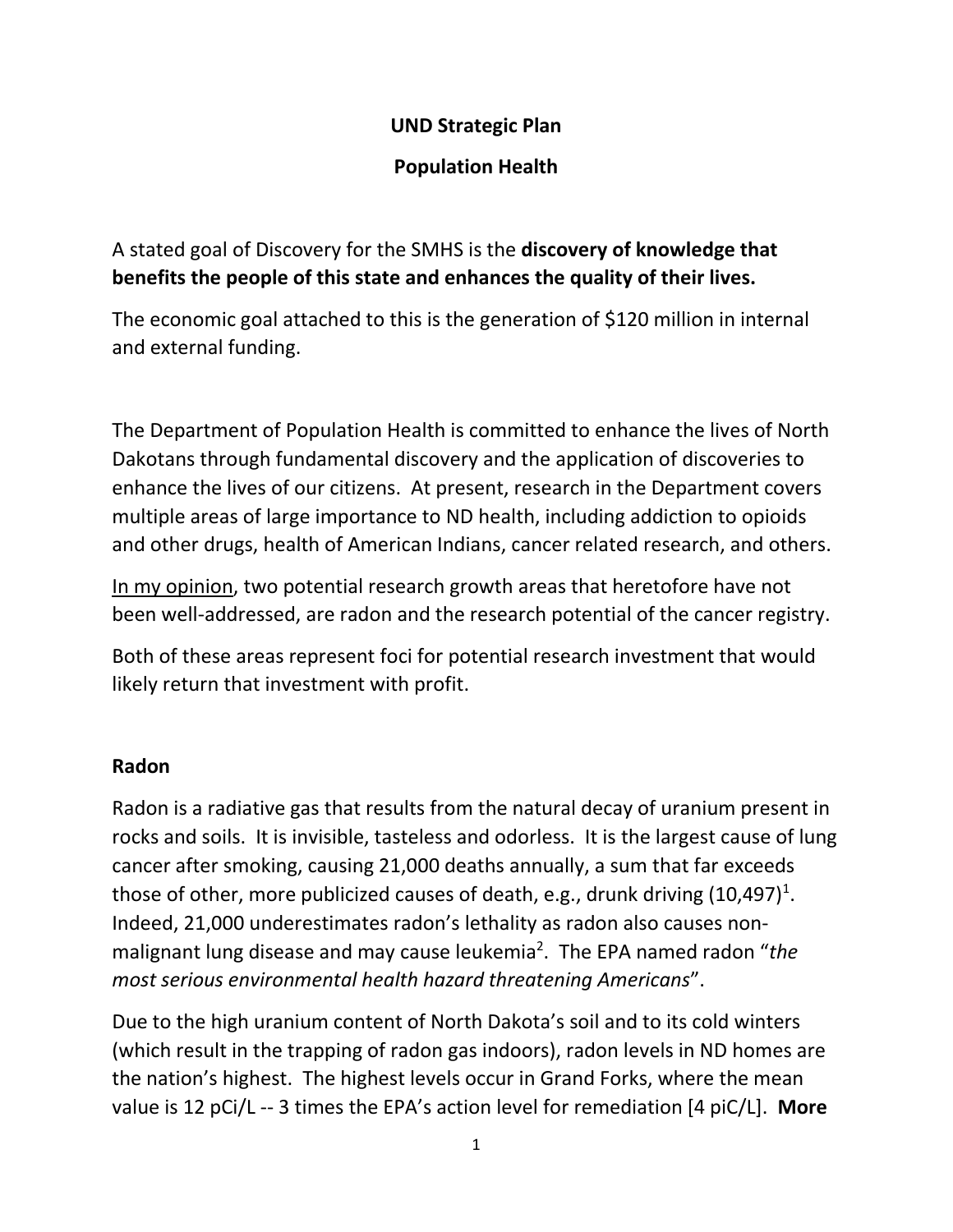**UND Strategic Plan**

**Population Health**

A stated goal of Discovery for the SMHS is the **discovery of knowledge that benefits the people of this state and enhances the quality of their lives.**

The economic goal attached to this is the generation of $120 million in internal and external funding.

The Department of Population Health is committed to enhance the lives of North Dakotans through fundamental discovery and the application of discoveries to enhance the lives of our citizens. At present, research in the Department covers multiple areas of large importance to ND health, including addiction to opioids and other drugs, health of American Indians, cancer related research, and others.

<u>In my opinion</u>, two potential research growth areas that heretofore have not been well-addressed, are radon and the research potential of the cancer registry.

Both of these areas represent foci for potential research investment that would likely return that investment with profit.

**Radon**

Radon is a radiative gas that results from the natural decay of uranium present in rocks and soils. It is invisible, tasteless and odorless. It is the largest cause of lung cancer after smoking, causing 21,000 deaths annually, a sum that far exceeds those of other, more publicized causes of death, e.g., drunk driving (10,497)[1]. Indeed, 21,000 underestimates radon's lethality as radon also causes non-malignant lung disease and may cause leukemia[2]. The EPA named radon "*the most serious environmental health hazard threatening Americans*".

Due to the high uranium content of North Dakota's soil and to its cold winters (which result in the trapping of radon gas indoors), radon levels in ND homes are the nation's highest. The highest levels occur in Grand Forks, where the mean value is 12 pCi/L -- 3 times the EPA's action level for remediation [4 piC/L]. **More**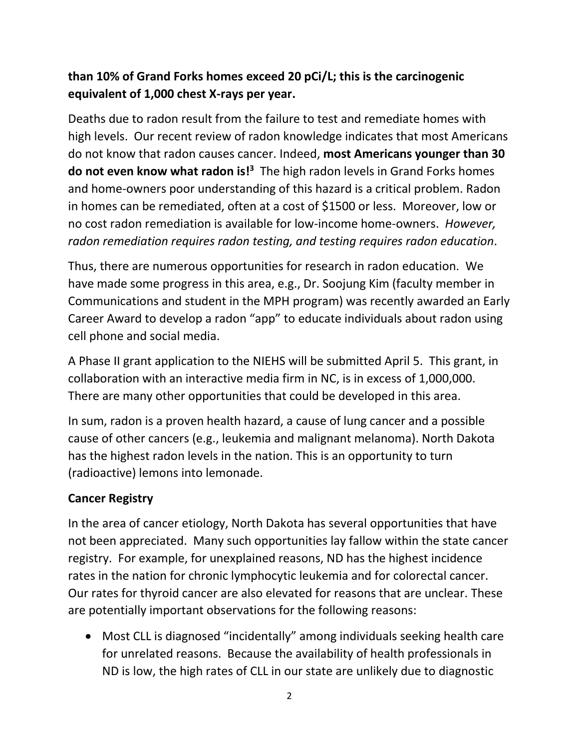**than 10% of Grand Forks homes exceed 20 pCi/L; this is the carcinogenic equivalent of 1,000 chest X-rays per year.**

Deaths due to radon result from the failure to test and remediate homes with high levels. Our recent review of radon knowledge indicates that most Americans do not know that radon causes cancer. Indeed, **most Americans younger than 30 do not even know what radon is![3]** The high radon levels in Grand Forks homes and home-owners poor understanding of this hazard is a critical problem. Radon in homes can be remediated, often at a cost of $1500 or less. Moreover, low or no cost radon remediation is available for low-income home-owners. *However, radon remediation requires radon testing, and testing requires radon education*.

Thus, there are numerous opportunities for research in radon education. We have made some progress in this area, e.g., Dr. Soojung Kim (faculty member in Communications and student in the MPH program) was recently awarded an Early Career Award to develop a radon "app" to educate individuals about radon using cell phone and social media.

A Phase II grant application to the NIEHS will be submitted April 5. This grant, in collaboration with an interactive media firm in NC, is in excess of 1,000,000. There are many other opportunities that could be developed in this area.

In sum, radon is a proven health hazard, a cause of lung cancer and a possible cause of other cancers (e.g., leukemia and malignant melanoma). North Dakota has the highest radon levels in the nation. This is an opportunity to turn (radioactive) lemons into lemonade.

## Cancer Registry

In the area of cancer etiology, North Dakota has several opportunities that have not been appreciated. Many such opportunities lay fallow within the state cancer registry. For example, for unexplained reasons, ND has the highest incidence rates in the nation for chronic lymphocytic leukemia and for colorectal cancer. Our rates for thyroid cancer are also elevated for reasons that are unclear. These are potentially important observations for the following reasons:

- Most CLL is diagnosed "incidentally" among individuals seeking health care for unrelated reasons. Because the availability of health professionals in ND is low, the high rates of CLL in our state are unlikely due to diagnostic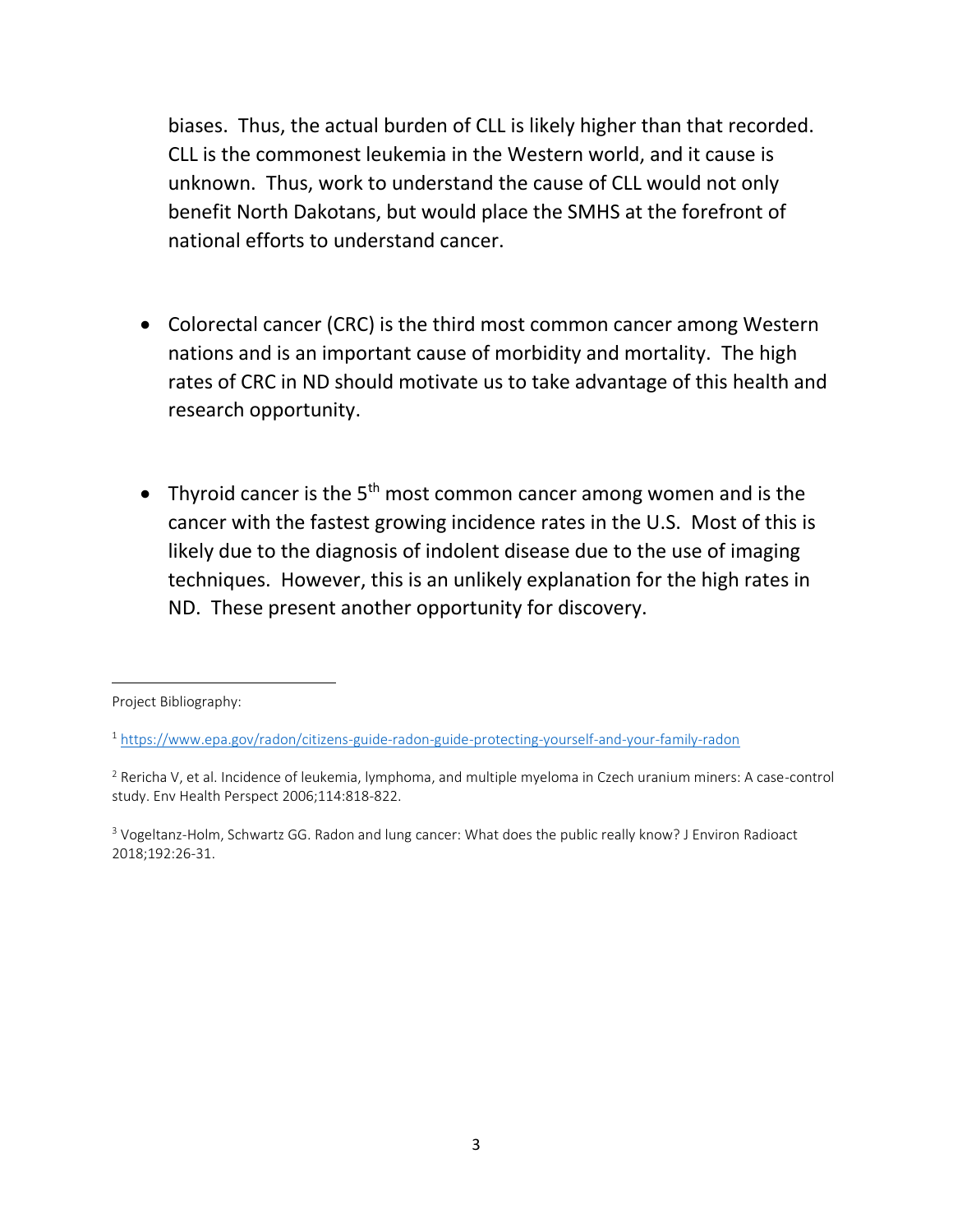biases. Thus, the actual burden of CLL is likely higher than that recorded. CLL is the commonest leukemia in the Western world, and it cause is unknown. Thus, work to understand the cause of CLL would not only benefit North Dakotans, but would place the SMHS at the forefront of national efforts to understand cancer.

- Colorectal cancer (CRC) is the third most common cancer among Western nations and is an important cause of morbidity and mortality. The high rates of CRC in ND should motivate us to take advantage of this health and research opportunity.

- Thyroid cancer is the 5th most common cancer among women and is the cancer with the fastest growing incidence rates in the U.S. Most of this is likely due to the diagnosis of indolent disease due to the use of imaging techniques. However, this is an unlikely explanation for the high rates in ND. These present another opportunity for discovery.

---

Project Bibliography:

[1] https://www.epa.gov/radon/citizens-guide-radon-guide-protecting-yourself-and-your-family-radon

[2] Rericha V, et al. Incidence of leukemia, lymphoma, and multiple myeloma in Czech uranium miners: A case-control study. Env Health Perspect 2006;114:818-822.

[3] Vogeltanz-Holm, Schwartz GG. Radon and lung cancer: What does the public really know? J Environ Radioact 2018;192:26-31.